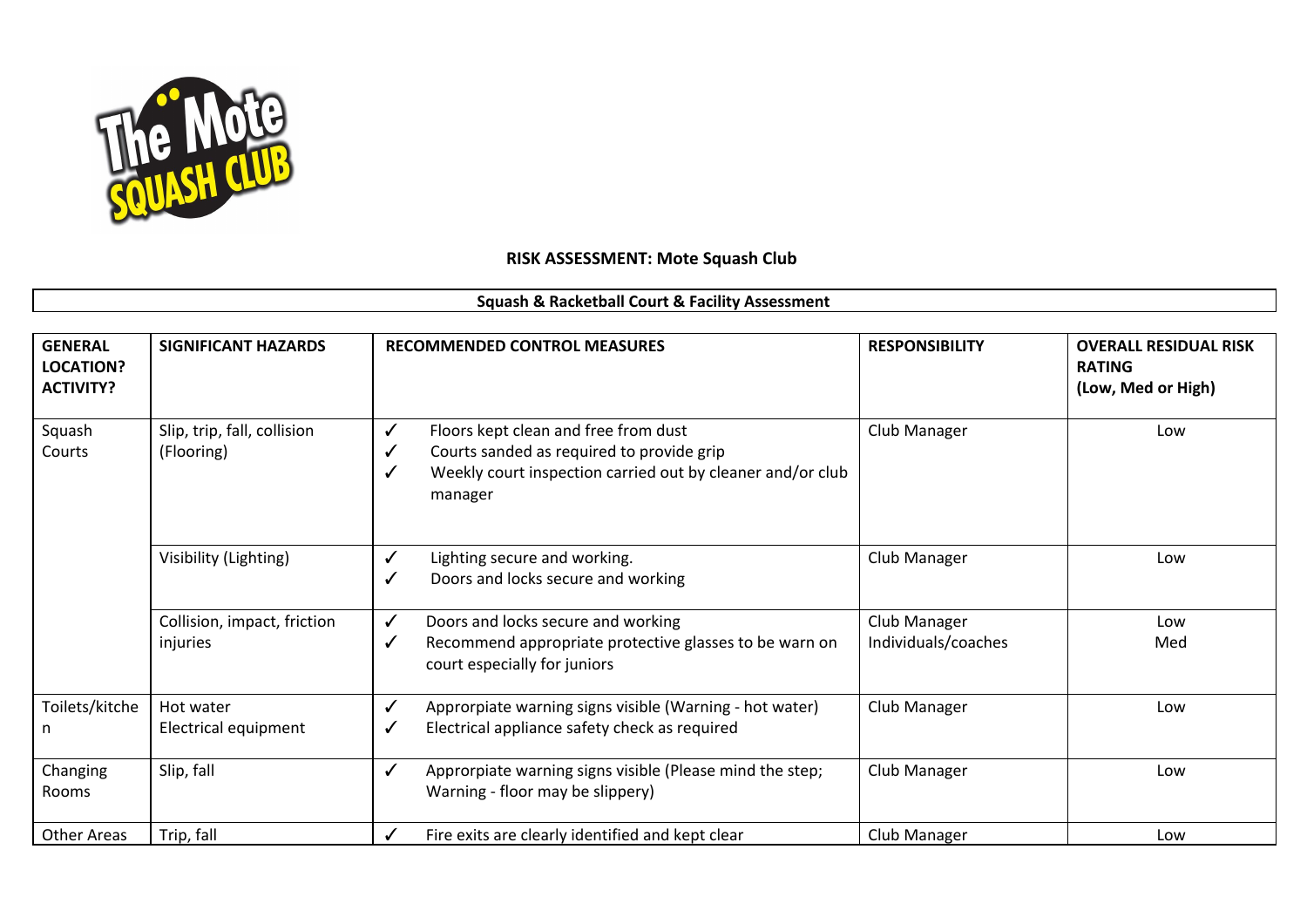# RISK ASSESSMENT: Mote Squash Club

## Squash & Racketball Court & Facility Assessment

| GENERAL LOCATION? ACTIVITY? | SIGNIFICANT HAZARDS | RECOMMENDED CONTROL MEASURES | RESPONSIBILITY | OVERALL RESIDUAL RISK RATING (Low, Med or High) |
|---|---|---|---|---|
| Squash Courts | Slip, trip, fall, collision (Flooring) | ✓ Floors kept clean and free from dust<br>✓ Courts sanded as required to provide grip<br>✓ Weekly court inspection carried out by cleaner and/or club manager | Club Manager | Low |
| | Visibility (Lighting) | ✓ Lighting secure and working.<br>✓ Doors and locks secure and working | Club Manager | Low |
| | Collision, impact, friction injuries | ✓ Doors and locks secure and working<br>✓ Recommend appropriate protective glasses to be warn on court especially for juniors | Club Manager<br>Individuals/coaches | Low<br>Med |
| Toilets/kitchen | Hot water<br>Electrical equipment | ✓ Aprrorpiate warning signs visible (Warning - hot water)<br>✓ Electrical appliance safety check as required | Club Manager | Low |
| Changing Rooms | Slip, fall | ✓ Aprrorpiate warning signs visible (Please mind the step; Warning - floor may be slippery) | Club Manager | Low |
| Other Areas | Trip, fall | ✓ Fire exits are clearly identified and kept clear | Club Manager | Low |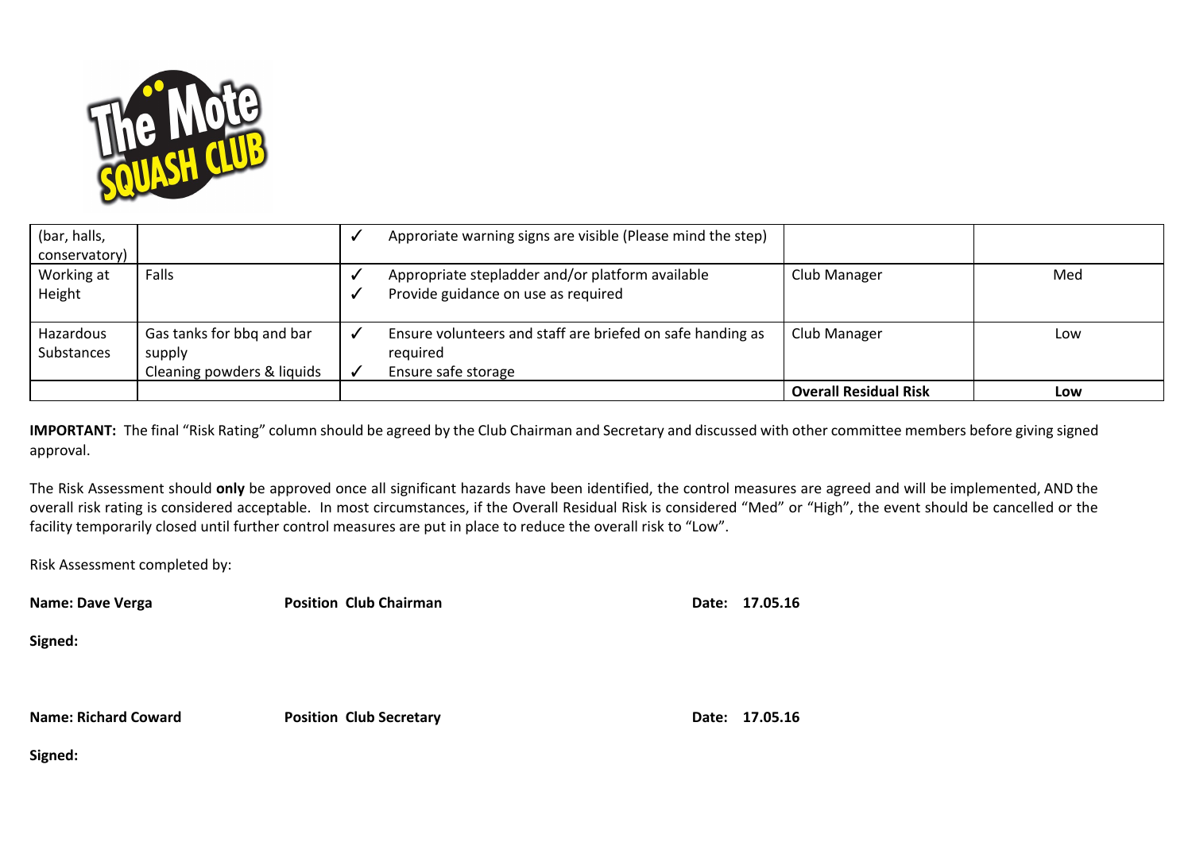| | | | | | |
|---|---|---|---|---|---|
| (bar, halls, conservatory) | | ✓ | Approriate warning signs are visible (Please mind the step) | | |
| Working at Height | Falls | ✓<br>✓ | Appropriate stepladder and/or platform available<br>Provide guidance on use as required | Club Manager | Med |
| Hazardous Substances | Gas tanks for bbq and bar supply<br>Cleaning powders & liquids | ✓<br>✓ | Ensure volunteers and staff are briefed on safe handing as required<br>Ensure safe storage | Club Manager | Low |
| | | | | **Overall Residual Risk** | **Low** |

**IMPORTANT:** The final "Risk Rating" column should be agreed by the Club Chairman and Secretary and discussed with other committee members before giving signed approval.

The Risk Assessment should **only** be approved once all significant hazards have been identified, the control measures are agreed and will be implemented, AND the overall risk rating is considered acceptable. In most circumstances, if the Overall Residual Risk is considered "Med" or "High", the event should be cancelled or the facility temporarily closed until further control measures are put in place to reduce the overall risk to "Low".

Risk Assessment completed by:

**Name: Dave Verga** **Position Club Chairman** **Date: 17.05.16**

**Signed:**

**Name: Richard Coward** **Position Club Secretary** **Date: 17.05.16**

**Signed:**